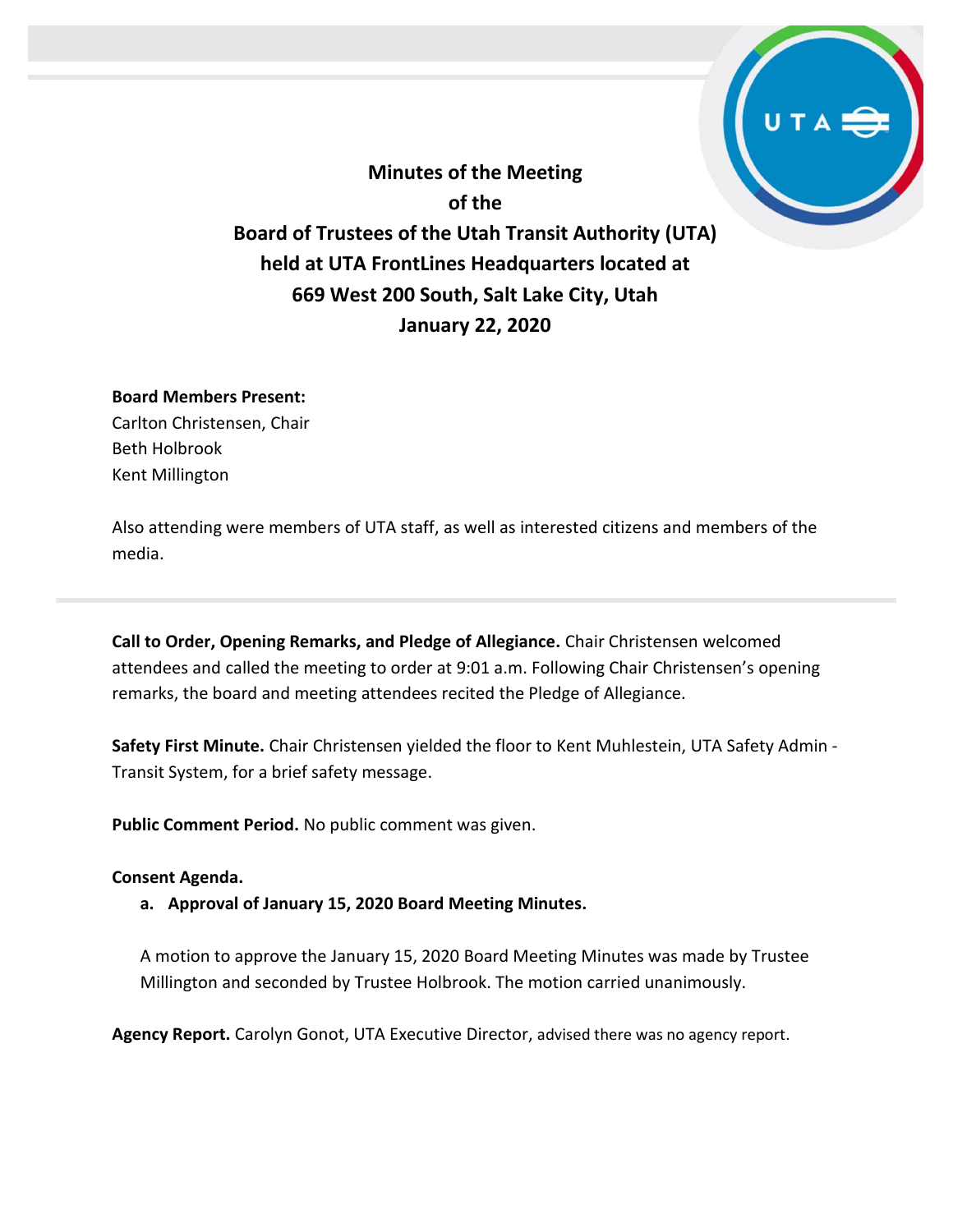# Minutes of the Meeting
# of the
# Board of Trustees of the Utah Transit Authority (UTA)
# held at UTA FrontLines Headquarters located at
# 669 West 200 South, Salt Lake City, Utah
# January 22, 2020

**Board Members Present:**
Carlton Christensen, Chair
Beth Holbrook
Kent Millington

Also attending were members of UTA staff, as well as interested citizens and members of the media.

---

**Call to Order, Opening Remarks, and Pledge of Allegiance.** Chair Christensen welcomed attendees and called the meeting to order at 9:01 a.m. Following Chair Christensen's opening remarks, the board and meeting attendees recited the Pledge of Allegiance.

**Safety First Minute.** Chair Christensen yielded the floor to Kent Muhlestein, UTA Safety Admin - Transit System, for a brief safety message.

**Public Comment Period.** No public comment was given.

**Consent Agenda.**

**a. Approval of January 15, 2020 Board Meeting Minutes.**

A motion to approve the January 15, 2020 Board Meeting Minutes was made by Trustee Millington and seconded by Trustee Holbrook. The motion carried unanimously.

**Agency Report.** Carolyn Gonot, UTA Executive Director, advised there was no agency report.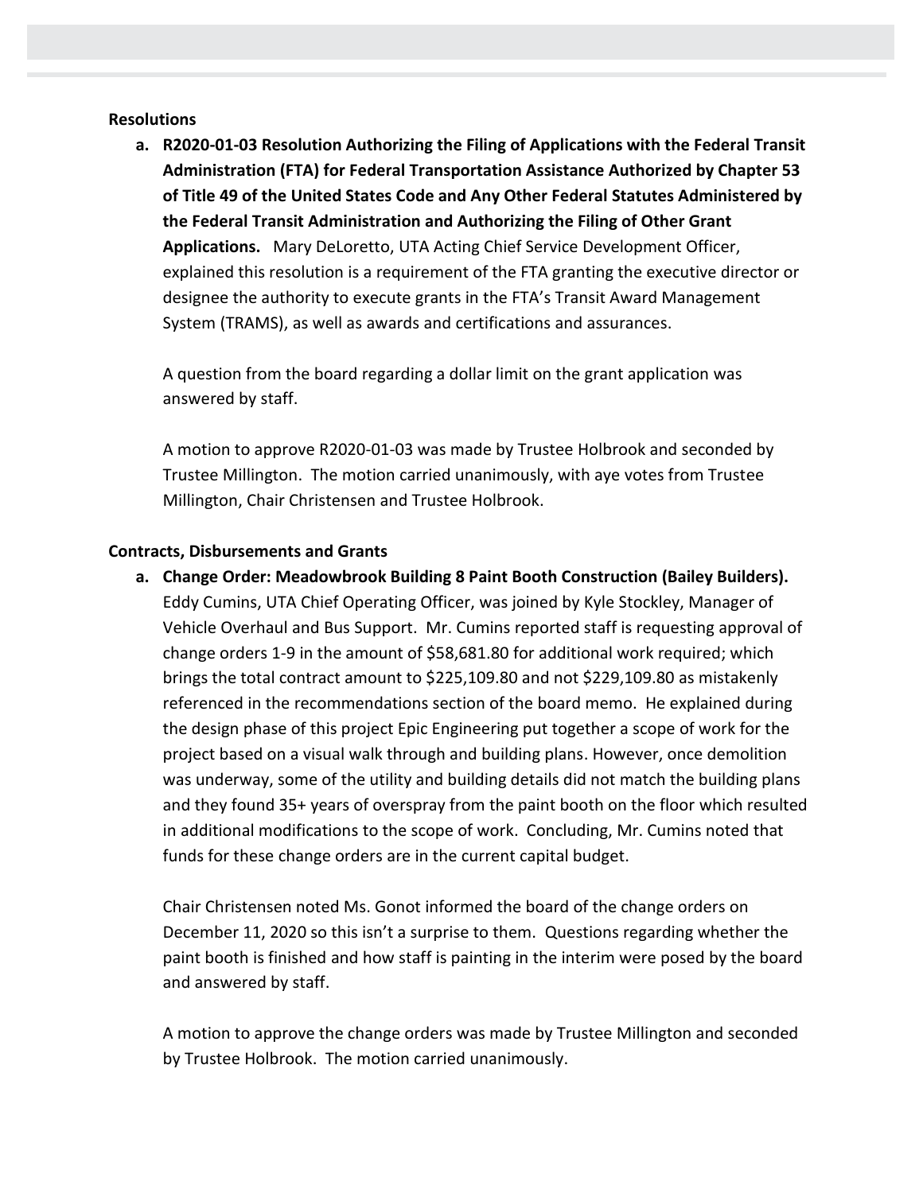**Resolutions**

a. **R2020-01-03 Resolution Authorizing the Filing of Applications with the Federal Transit Administration (FTA) for Federal Transportation Assistance Authorized by Chapter 53 of Title 49 of the United States Code and Any Other Federal Statutes Administered by the Federal Transit Administration and Authorizing the Filing of Other Grant Applications.** Mary DeLoretto, UTA Acting Chief Service Development Officer, explained this resolution is a requirement of the FTA granting the executive director or designee the authority to execute grants in the FTA's Transit Award Management System (TRAMS), as well as awards and certifications and assurances.

   A question from the board regarding a dollar limit on the grant application was answered by staff.

   A motion to approve R2020-01-03 was made by Trustee Holbrook and seconded by Trustee Millington. The motion carried unanimously, with aye votes from Trustee Millington, Chair Christensen and Trustee Holbrook.

**Contracts, Disbursements and Grants**

a. **Change Order: Meadowbrook Building 8 Paint Booth Construction (Bailey Builders).** Eddy Cumins, UTA Chief Operating Officer, was joined by Kyle Stockley, Manager of Vehicle Overhaul and Bus Support. Mr. Cumins reported staff is requesting approval of change orders 1-9 in the amount of $58,681.80 for additional work required; which brings the total contract amount to $225,109.80 and not $229,109.80 as mistakenly referenced in the recommendations section of the board memo. He explained during the design phase of this project Epic Engineering put together a scope of work for the project based on a visual walk through and building plans. However, once demolition was underway, some of the utility and building details did not match the building plans and they found 35+ years of overspray from the paint booth on the floor which resulted in additional modifications to the scope of work. Concluding, Mr. Cumins noted that funds for these change orders are in the current capital budget.

   Chair Christensen noted Ms. Gonot informed the board of the change orders on December 11, 2020 so this isn't a surprise to them. Questions regarding whether the paint booth is finished and how staff is painting in the interim were posed by the board and answered by staff.

   A motion to approve the change orders was made by Trustee Millington and seconded by Trustee Holbrook. The motion carried unanimously.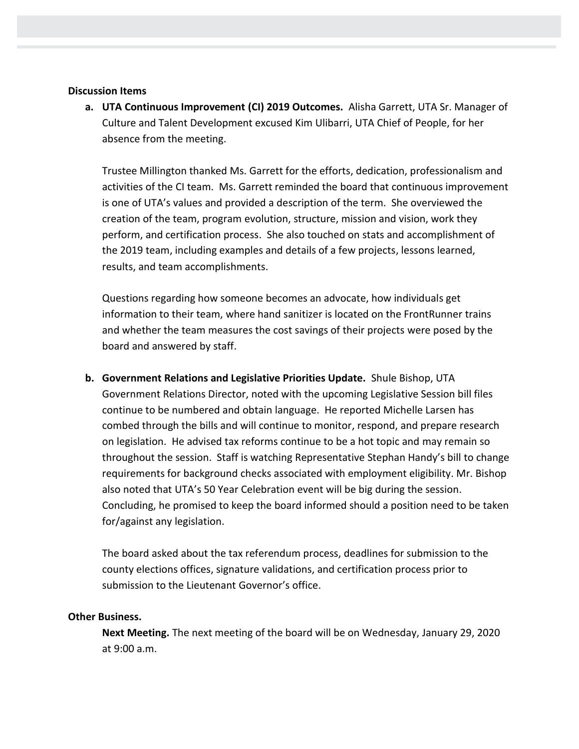**Discussion Items**

**a. UTA Continuous Improvement (CI) 2019 Outcomes.** Alisha Garrett, UTA Sr. Manager of Culture and Talent Development excused Kim Ulibarri, UTA Chief of People, for her absence from the meeting.

Trustee Millington thanked Ms. Garrett for the efforts, dedication, professionalism and activities of the CI team. Ms. Garrett reminded the board that continuous improvement is one of UTA's values and provided a description of the term. She overviewed the creation of the team, program evolution, structure, mission and vision, work they perform, and certification process. She also touched on stats and accomplishment of the 2019 team, including examples and details of a few projects, lessons learned, results, and team accomplishments.

Questions regarding how someone becomes an advocate, how individuals get information to their team, where hand sanitizer is located on the FrontRunner trains and whether the team measures the cost savings of their projects were posed by the board and answered by staff.

**b. Government Relations and Legislative Priorities Update.** Shule Bishop, UTA Government Relations Director, noted with the upcoming Legislative Session bill files continue to be numbered and obtain language. He reported Michelle Larsen has combed through the bills and will continue to monitor, respond, and prepare research on legislation. He advised tax reforms continue to be a hot topic and may remain so throughout the session. Staff is watching Representative Stephan Handy's bill to change requirements for background checks associated with employment eligibility. Mr. Bishop also noted that UTA's 50 Year Celebration event will be big during the session. Concluding, he promised to keep the board informed should a position need to be taken for/against any legislation.

The board asked about the tax referendum process, deadlines for submission to the county elections offices, signature validations, and certification process prior to submission to the Lieutenant Governor's office.

**Other Business.**

**Next Meeting.** The next meeting of the board will be on Wednesday, January 29, 2020 at 9:00 a.m.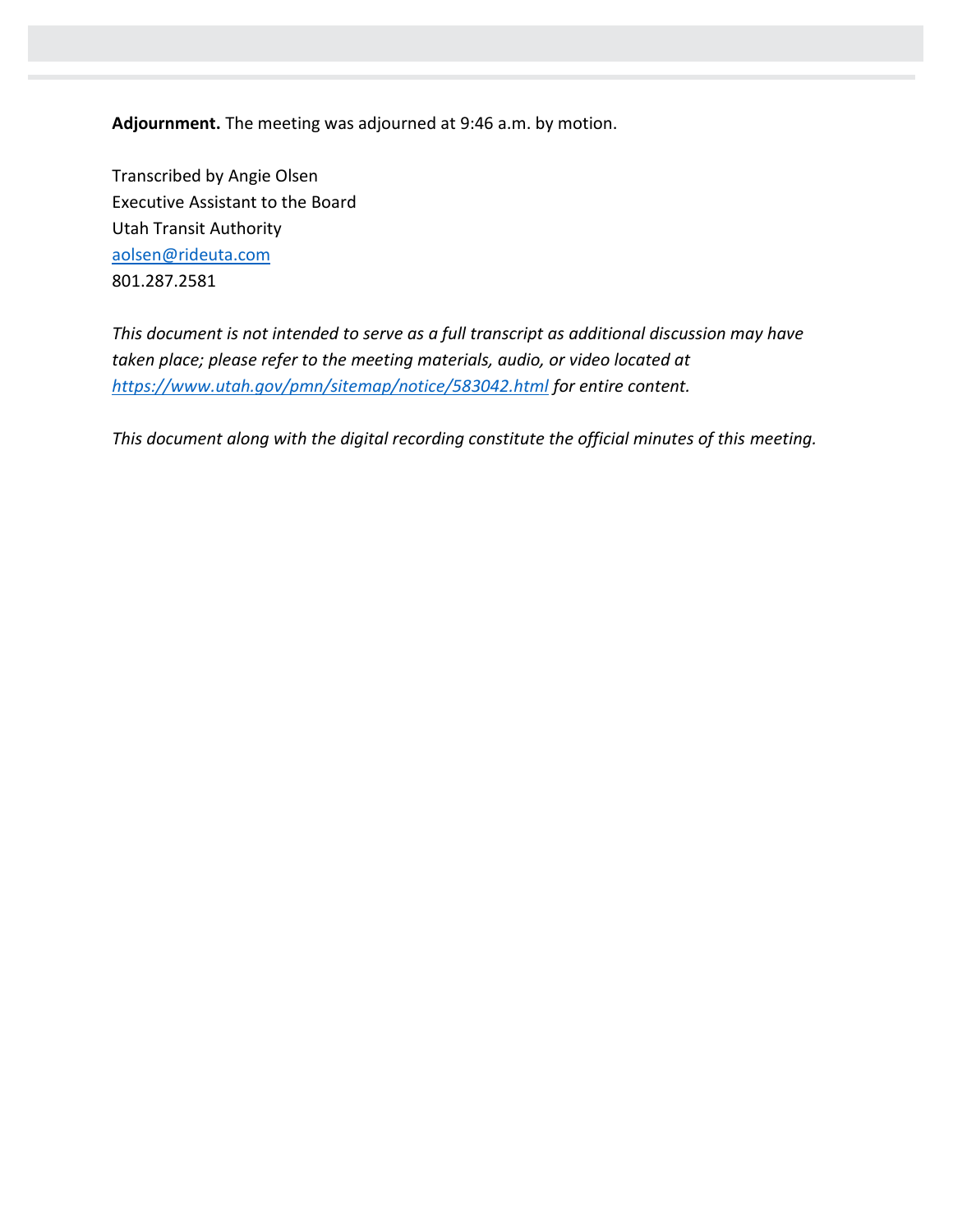**Adjournment.** The meeting was adjourned at 9:46 a.m. by motion.

Transcribed by Angie Olsen
Executive Assistant to the Board
Utah Transit Authority
aolsen@rideuta.com
801.287.2581

*This document is not intended to serve as a full transcript as additional discussion may have taken place; please refer to the meeting materials, audio, or video located at https://www.utah.gov/pmn/sitemap/notice/583042.html for entire content.*

*This document along with the digital recording constitute the official minutes of this meeting.*